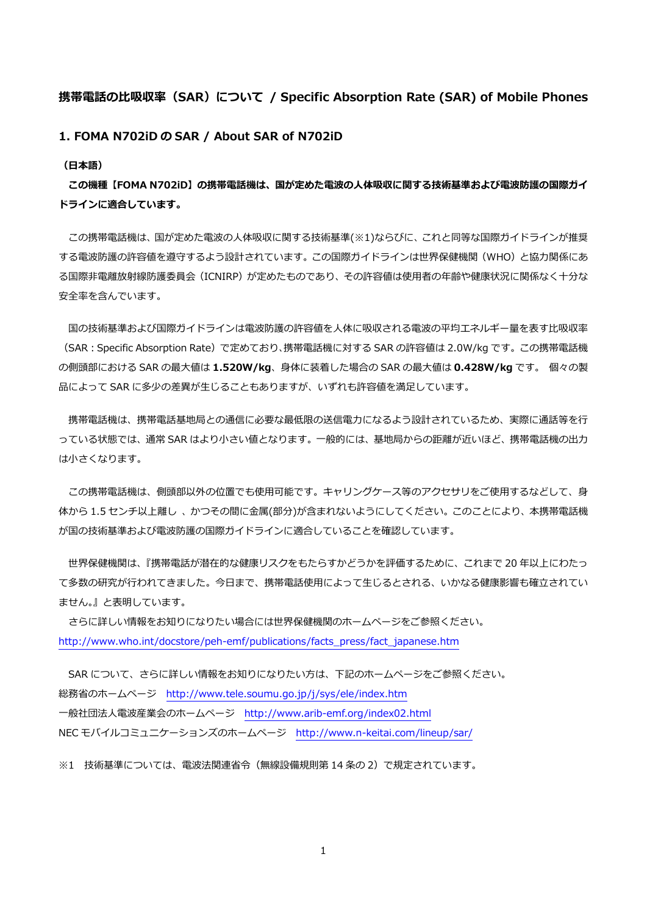# 携帯電話の比吸収率（SAR）について / Specific Absorption Rate (SAR) of Mobile Phones

## 1. FOMA N702iD の SAR / About SAR of N702iD

**（日本語）**

**この機種【FOMA N702iD】の携帯電話機は、国が定めた電波の人体吸収に関する技術基準および電波防護の国際ガイドラインに適合しています。**

この携帯電話機は、国が定めた電波の人体吸収に関する技術基準(※1)ならびに、これと同等な国際ガイドラインが推奨する電波防護の許容値を遵守するよう設計されています。この国際ガイドラインは世界保健機関（WHO）と協力関係にある国際非電離放射線防護委員会（ICNIRP）が定めたものであり、その許容値は使用者の年齢や健康状況に関係なく十分な安全率を含んでいます。

国の技術基準および国際ガイドラインは電波防護の許容値を人体に吸収される電波の平均エネルギー量を表す比吸収率（SAR：Specific Absorption Rate）で定めており、携帯電話機に対する SAR の許容値は 2.0W/kg です。この携帯電話機の側頭部における SAR の最大値は **1.520W/kg**、身体に装着した場合の SAR の最大値は **0.428W/kg** です。 個々の製品によって SAR に多少の差異が生じることもありますが、いずれも許容値を満足しています。

携帯電話機は、携帯電話基地局との通信に必要な最低限の送信電力になるよう設計されているため、実際に通話等を行っている状態では、通常 SAR はより小さい値となります。一般的には、基地局からの距離が近いほど、携帯電話機の出力は小さくなります。

この携帯電話機は、側頭部以外の位置でも使用可能です。キャリングケース等のアクセサリをご使用するなどして、身体から 1.5 センチ以上離し 、かつその間に金属(部分)が含まれないようにしてください。このことにより、本携帯電話機が国の技術基準および電波防護の国際ガイドラインに適合していることを確認しています。

世界保健機関は、『携帯電話が潜在的な健康リスクをもたらすかどうかを評価するために、これまで 20 年以上にわたって多数の研究が行われてきました。今日まで、携帯電話使用によって生じるとされる、いかなる健康影響も確立されていません。』と表明しています。

さらに詳しい情報をお知りになりたい場合には世界保健機関のホームページをご参照ください。
http://www.who.int/docstore/peh-emf/publications/facts_press/fact_japanese.htm

SAR について、さらに詳しい情報をお知りになりたい方は、下記のホームページをご参照ください。
総務省のホームページ　http://www.tele.soumu.go.jp/j/sys/ele/index.htm
一般社団法人電波産業会のホームページ　http://www.arib-emf.org/index02.html
NEC モバイルコミュニケーションズのホームページ　http://www.n-keitai.com/lineup/sar/

※1　技術基準については、電波法関連省令（無線設備規則第 14 条の 2）で規定されています。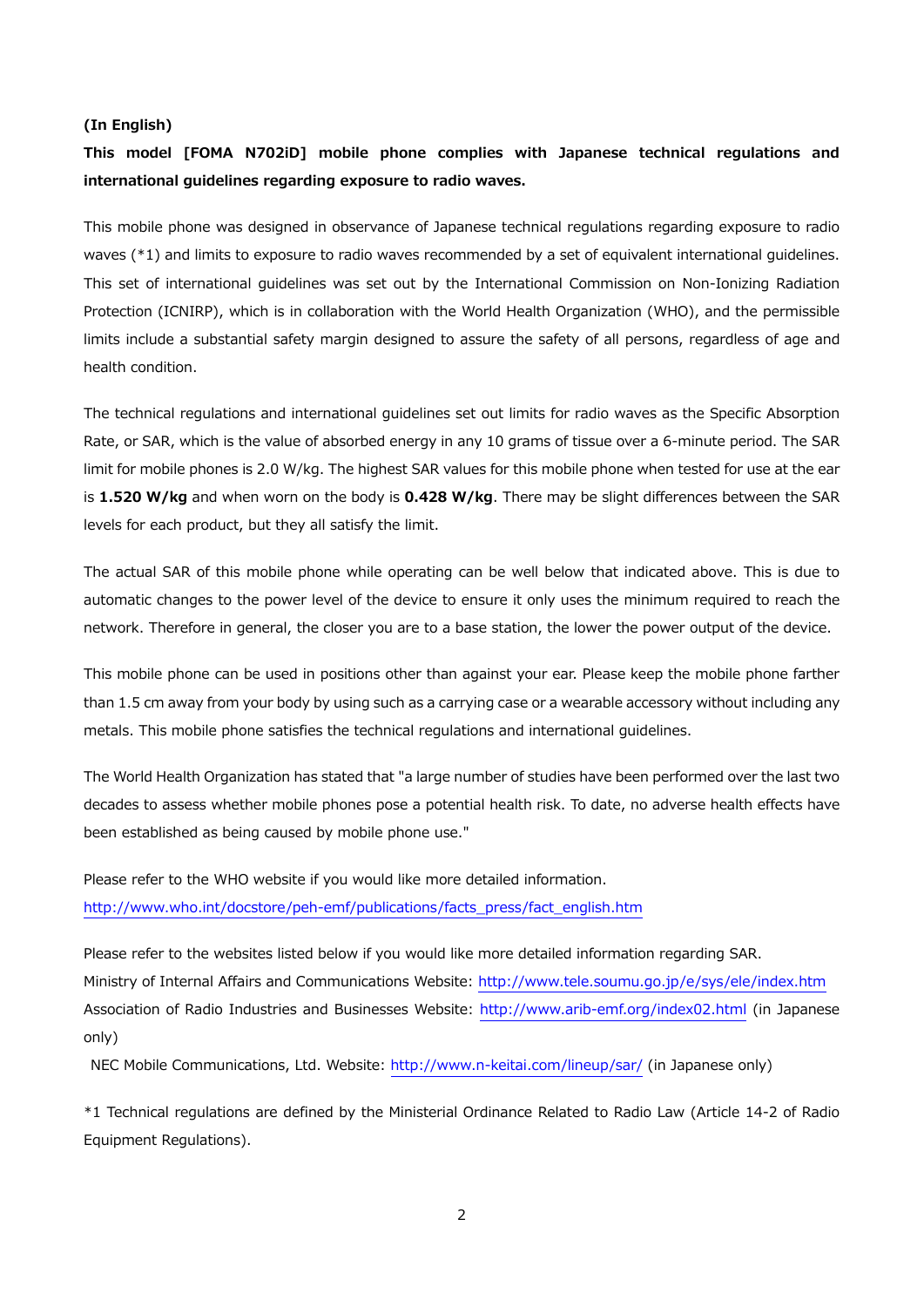**(In English)**

**This model [FOMA N702iD] mobile phone complies with Japanese technical regulations and international guidelines regarding exposure to radio waves.**

This mobile phone was designed in observance of Japanese technical regulations regarding exposure to radio waves (*1) and limits to exposure to radio waves recommended by a set of equivalent international guidelines. This set of international guidelines was set out by the International Commission on Non-Ionizing Radiation Protection (ICNIRP), which is in collaboration with the World Health Organization (WHO), and the permissible limits include a substantial safety margin designed to assure the safety of all persons, regardless of age and health condition.

The technical regulations and international guidelines set out limits for radio waves as the Specific Absorption Rate, or SAR, which is the value of absorbed energy in any 10 grams of tissue over a 6-minute period. The SAR limit for mobile phones is 2.0 W/kg. The highest SAR values for this mobile phone when tested for use at the ear is **1.520 W/kg** and when worn on the body is **0.428 W/kg**. There may be slight differences between the SAR levels for each product, but they all satisfy the limit.

The actual SAR of this mobile phone while operating can be well below that indicated above. This is due to automatic changes to the power level of the device to ensure it only uses the minimum required to reach the network. Therefore in general, the closer you are to a base station, the lower the power output of the device.

This mobile phone can be used in positions other than against your ear. Please keep the mobile phone farther than 1.5 cm away from your body by using such as a carrying case or a wearable accessory without including any metals. This mobile phone satisfies the technical regulations and international guidelines.

The World Health Organization has stated that "a large number of studies have been performed over the last two decades to assess whether mobile phones pose a potential health risk. To date, no adverse health effects have been established as being caused by mobile phone use."

Please refer to the WHO website if you would like more detailed information.
http://www.who.int/docstore/peh-emf/publications/facts_press/fact_english.htm

Please refer to the websites listed below if you would like more detailed information regarding SAR.
Ministry of Internal Affairs and Communications Website: http://www.tele.soumu.go.jp/e/sys/ele/index.htm
Association of Radio Industries and Businesses Website: http://www.arib-emf.org/index02.html (in Japanese only)
NEC Mobile Communications, Ltd. Website: http://www.n-keitai.com/lineup/sar/ (in Japanese only)

*1 Technical regulations are defined by the Ministerial Ordinance Related to Radio Law (Article 14-2 of Radio Equipment Regulations).